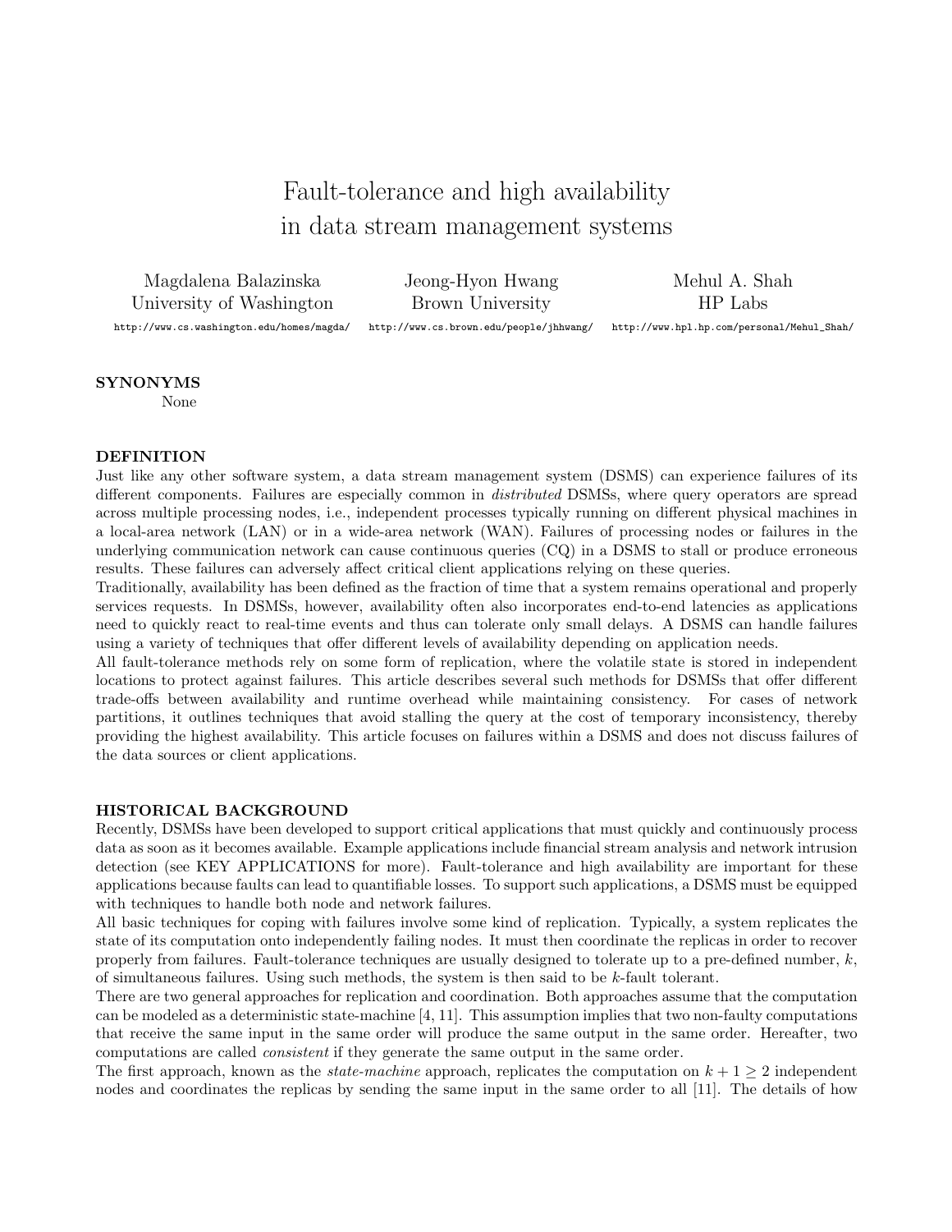# Fault-tolerance and high availability in data stream management systems

Magdalena Balazinska
University of Washington
http://www.cs.washington.edu/homes/magda/

Jeong-Hyon Hwang
Brown University
http://www.cs.brown.edu/people/jhhwang/

Mehul A. Shah
HP Labs
http://www.hpl.hp.com/personal/Mehul_Shah/

## SYNONYMS

None

## DEFINITION

Just like any other software system, a data stream management system (DSMS) can experience failures of its different components. Failures are especially common in *distributed* DSMSs, where query operators are spread across multiple processing nodes, i.e., independent processes typically running on different physical machines in a local-area network (LAN) or in a wide-area network (WAN). Failures of processing nodes or failures in the underlying communication network can cause continuous queries (CQ) in a DSMS to stall or produce erroneous results. These failures can adversely affect critical client applications relying on these queries.

Traditionally, availability has been defined as the fraction of time that a system remains operational and properly services requests. In DSMSs, however, availability often also incorporates end-to-end latencies as applications need to quickly react to real-time events and thus can tolerate only small delays. A DSMS can handle failures using a variety of techniques that offer different levels of availability depending on application needs.

All fault-tolerance methods rely on some form of replication, where the volatile state is stored in independent locations to protect against failures. This article describes several such methods for DSMSs that offer different trade-offs between availability and runtime overhead while maintaining consistency. For cases of network partitions, it outlines techniques that avoid stalling the query at the cost of temporary inconsistency, thereby providing the highest availability. This article focuses on failures within a DSMS and does not discuss failures of the data sources or client applications.

## HISTORICAL BACKGROUND

Recently, DSMSs have been developed to support critical applications that must quickly and continuously process data as soon as it becomes available. Example applications include financial stream analysis and network intrusion detection (see KEY APPLICATIONS for more). Fault-tolerance and high availability are important for these applications because faults can lead to quantifiable losses. To support such applications, a DSMS must be equipped with techniques to handle both node and network failures.

All basic techniques for coping with failures involve some kind of replication. Typically, a system replicates the state of its computation onto independently failing nodes. It must then coordinate the replicas in order to recover properly from failures. Fault-tolerance techniques are usually designed to tolerate up to a pre-defined number, $k$, of simultaneous failures. Using such methods, the system is then said to be $k$-fault tolerant.

There are two general approaches for replication and coordination. Both approaches assume that the computation can be modeled as a deterministic state-machine [4, 11]. This assumption implies that two non-faulty computations that receive the same input in the same order will produce the same output in the same order. Hereafter, two computations are called *consistent* if they generate the same output in the same order.

The first approach, known as the *state-machine* approach, replicates the computation on $k + 1 \geq 2$ independent nodes and coordinates the replicas by sending the same input in the same order to all [11]. The details of how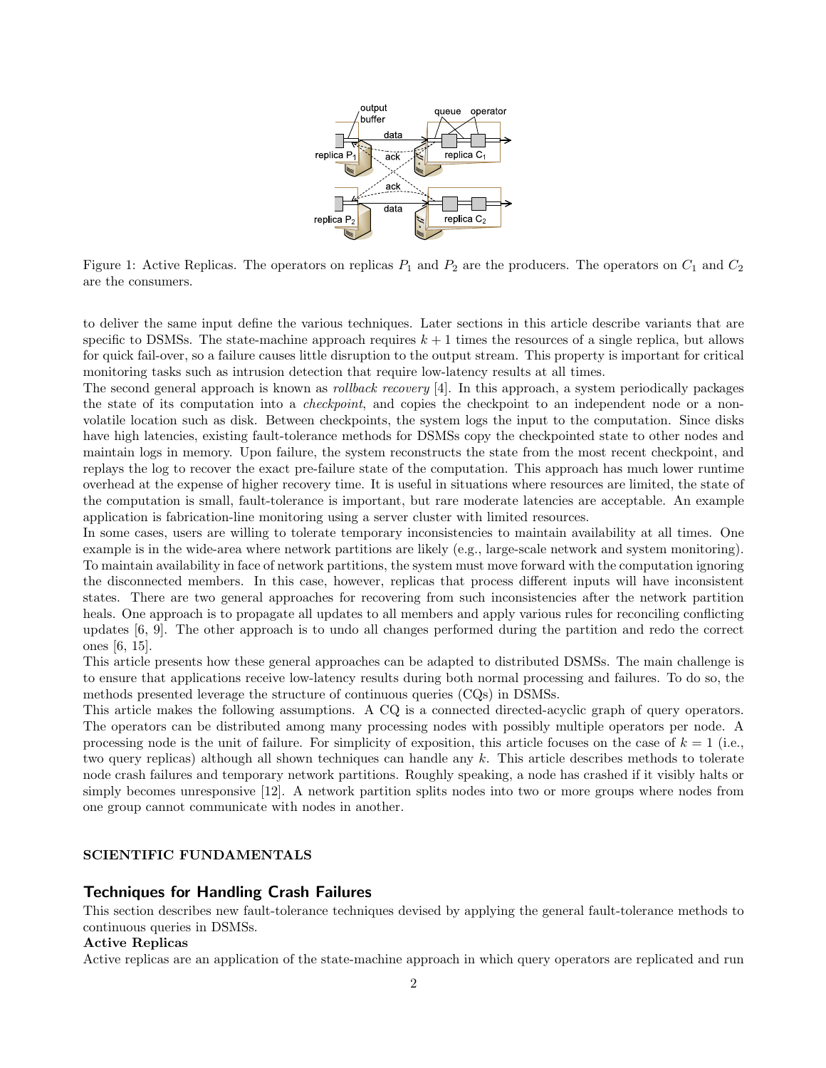output buffer

queue operator

data

replica $P_1$

ack

replica $C_1$

ack

data

replica $P_2$

replica $C_2$

Figure 1: Active Replicas. The operators on replicas $P_1$ and $P_2$ are the producers. The operators on $C_1$ and $C_2$ are the consumers.

to deliver the same input define the various techniques. Later sections in this article describe variants that are specific to DSMSs. The state-machine approach requires $k+1$ times the resources of a single replica, but allows for quick fail-over, so a failure causes little disruption to the output stream. This property is important for critical monitoring tasks such as intrusion detection that require low-latency results at all times.

The second general approach is known as *rollback recovery* [4]. In this approach, a system periodically packages the state of its computation into a *checkpoint*, and copies the checkpoint to an independent node or a non-volatile location such as disk. Between checkpoints, the system logs the input to the computation. Since disks have high latencies, existing fault-tolerance methods for DSMSs copy the checkpointed state to other nodes and maintain logs in memory. Upon failure, the system reconstructs the state from the most recent checkpoint, and replays the log to recover the exact pre-failure state of the computation. This approach has much lower runtime overhead at the expense of higher recovery time. It is useful in situations where resources are limited, the state of the computation is small, fault-tolerance is important, but rare moderate latencies are acceptable. An example application is fabrication-line monitoring using a server cluster with limited resources.

In some cases, users are willing to tolerate temporary inconsistencies to maintain availability at all times. One example is in the wide-area where network partitions are likely (e.g., large-scale network and system monitoring). To maintain availability in face of network partitions, the system must move forward with the computation ignoring the disconnected members. In this case, however, replicas that process different inputs will have inconsistent states. There are two general approaches for recovering from such inconsistencies after the network partition heals. One approach is to propagate all updates to all members and apply various rules for reconciling conflicting updates [6, 9]. The other approach is to undo all changes performed during the partition and redo the correct ones [6, 15].

This article presents how these general approaches can be adapted to distributed DSMSs. The main challenge is to ensure that applications receive low-latency results during both normal processing and failures. To do so, the methods presented leverage the structure of continuous queries (CQs) in DSMSs.

This article makes the following assumptions. A CQ is a connected directed-acyclic graph of query operators. The operators can be distributed among many processing nodes with possibly multiple operators per node. A processing node is the unit of failure. For simplicity of exposition, this article focuses on the case of $k=1$ (i.e., two query replicas) although all shown techniques can handle any $k$. This article describes methods to tolerate node crash failures and temporary network partitions. Roughly speaking, a node has crashed if it visibly halts or simply becomes unresponsive [12]. A network partition splits nodes into two or more groups where nodes from one group cannot communicate with nodes in another.

## SCIENTIFIC FUNDAMENTALS

### Techniques for Handling Crash Failures

This section describes new fault-tolerance techniques devised by applying the general fault-tolerance methods to continuous queries in DSMSs.

**Active Replicas**

Active replicas are an application of the state-machine approach in which query operators are replicated and run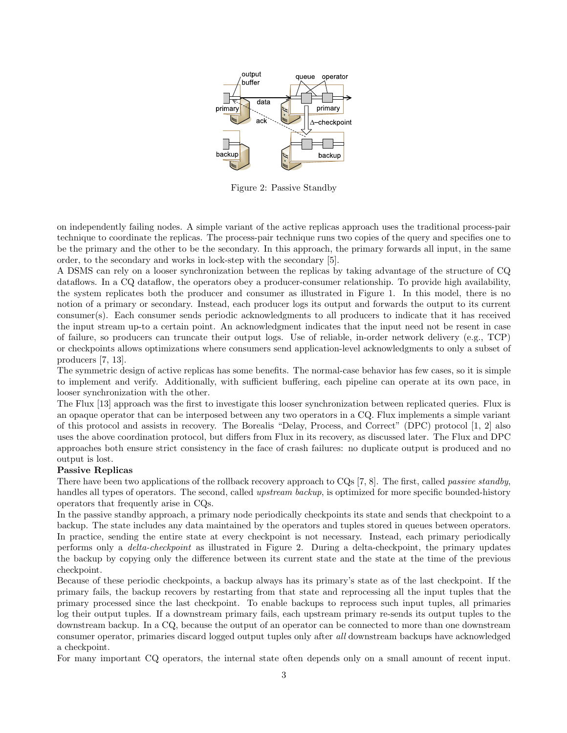output
buffer
queue
operator
data
primary
primary
ack
Δ–checkpoint
backup
backup

Figure 2: Passive Standby

on independently failing nodes. A simple variant of the active replicas approach uses the traditional process-pair technique to coordinate the replicas. The process-pair technique runs two copies of the query and specifies one to be the primary and the other to be the secondary. In this approach, the primary forwards all input, in the same order, to the secondary and works in lock-step with the secondary [5].

A DSMS can rely on a looser synchronization between the replicas by taking advantage of the structure of CQ dataflows. In a CQ dataflow, the operators obey a producer-consumer relationship. To provide high availability, the system replicates both the producer and consumer as illustrated in Figure 1. In this model, there is no notion of a primary or secondary. Instead, each producer logs its output and forwards the output to its current consumer(s). Each consumer sends periodic acknowledgments to all producers to indicate that it has received the input stream up-to a certain point. An acknowledgment indicates that the input need not be resent in case of failure, so producers can truncate their output logs. Use of reliable, in-order network delivery (e.g., TCP) or checkpoints allows optimizations where consumers send application-level acknowledgments to only a subset of producers [7, 13].

The symmetric design of active replicas has some benefits. The normal-case behavior has few cases, so it is simple to implement and verify. Additionally, with sufficient buffering, each pipeline can operate at its own pace, in looser synchronization with the other.

The Flux [13] approach was the first to investigate this looser synchronization between replicated queries. Flux is an opaque operator that can be interposed between any two operators in a CQ. Flux implements a simple variant of this protocol and assists in recovery. The Borealis "Delay, Process, and Correct" (DPC) protocol [1, 2] also uses the above coordination protocol, but differs from Flux in its recovery, as discussed later. The Flux and DPC approaches both ensure strict consistency in the face of crash failures: no duplicate output is produced and no output is lost.

**Passive Replicas**

There have been two applications of the rollback recovery approach to CQs [7, 8]. The first, called *passive standby*, handles all types of operators. The second, called *upstream backup*, is optimized for more specific bounded-history operators that frequently arise in CQs.

In the passive standby approach, a primary node periodically checkpoints its state and sends that checkpoint to a backup. The state includes any data maintained by the operators and tuples stored in queues between operators. In practice, sending the entire state at every checkpoint is not necessary. Instead, each primary periodically performs only a *delta-checkpoint* as illustrated in Figure 2. During a delta-checkpoint, the primary updates the backup by copying only the difference between its current state and the state at the time of the previous checkpoint.

Because of these periodic checkpoints, a backup always has its primary's state as of the last checkpoint. If the primary fails, the backup recovers by restarting from that state and reprocessing all the input tuples that the primary processed since the last checkpoint. To enable backups to reprocess such input tuples, all primaries log their output tuples. If a downstream primary fails, each upstream primary re-sends its output tuples to the downstream backup. In a CQ, because the output of an operator can be connected to more than one downstream consumer operator, primaries discard logged output tuples only after *all* downstream backups have acknowledged a checkpoint.

For many important CQ operators, the internal state often depends only on a small amount of recent input.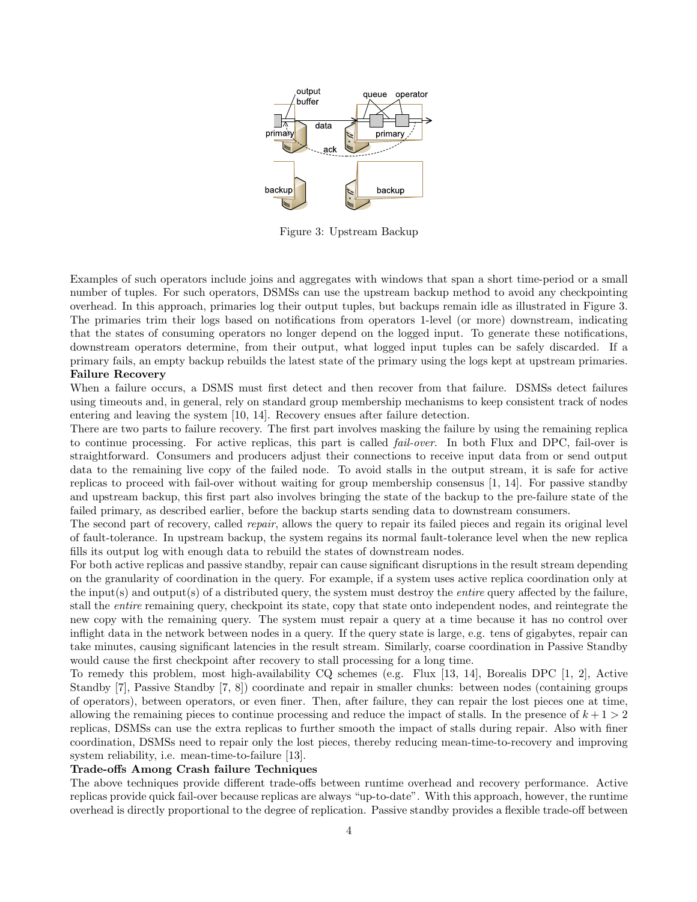output
buffer
queue
operator
data
primary
primary
ack
backup
backup

Figure 3: Upstream Backup

Examples of such operators include joins and aggregates with windows that span a short time-period or a small number of tuples. For such operators, DSMSs can use the upstream backup method to avoid any checkpointing overhead. In this approach, primaries log their output tuples, but backups remain idle as illustrated in Figure 3. The primaries trim their logs based on notifications from operators 1-level (or more) downstream, indicating that the states of consuming operators no longer depend on the logged input. To generate these notifications, downstream operators determine, from their output, what logged input tuples can be safely discarded. If a primary fails, an empty backup rebuilds the latest state of the primary using the logs kept at upstream primaries.

**Failure Recovery**

When a failure occurs, a DSMS must first detect and then recover from that failure. DSMSs detect failures using timeouts and, in general, rely on standard group membership mechanisms to keep consistent track of nodes entering and leaving the system [10, 14]. Recovery ensues after failure detection.

There are two parts to failure recovery. The first part involves masking the failure by using the remaining replica to continue processing. For active replicas, this part is called *fail-over*. In both Flux and DPC, fail-over is straightforward. Consumers and producers adjust their connections to receive input data from or send output data to the remaining live copy of the failed node. To avoid stalls in the output stream, it is safe for active replicas to proceed with fail-over without waiting for group membership consensus [1, 14]. For passive standby and upstream backup, this first part also involves bringing the state of the backup to the pre-failure state of the failed primary, as described earlier, before the backup starts sending data to downstream consumers.

The second part of recovery, called *repair*, allows the query to repair its failed pieces and regain its original level of fault-tolerance. In upstream backup, the system regains its normal fault-tolerance level when the new replica fills its output log with enough data to rebuild the states of downstream nodes.

For both active replicas and passive standby, repair can cause significant disruptions in the result stream depending on the granularity of coordination in the query. For example, if a system uses active replica coordination only at the input(s) and output(s) of a distributed query, the system must destroy the *entire* query affected by the failure, stall the *entire* remaining query, checkpoint its state, copy that state onto independent nodes, and reintegrate the new copy with the remaining query. The system must repair a query at a time because it has no control over inflight data in the network between nodes in a query. If the query state is large, e.g. tens of gigabytes, repair can take minutes, causing significant latencies in the result stream. Similarly, coarse coordination in Passive Standby would cause the first checkpoint after recovery to stall processing for a long time.

To remedy this problem, most high-availability CQ schemes (e.g. Flux [13, 14], Borealis DPC [1, 2], Active Standby [7], Passive Standby [7, 8]) coordinate and repair in smaller chunks: between nodes (containing groups of operators), between operators, or even finer. Then, after failure, they can repair the lost pieces one at time, allowing the remaining pieces to continue processing and reduce the impact of stalls. In the presence of $k+1>2$ replicas, DSMSs can use the extra replicas to further smooth the impact of stalls during repair. Also with finer coordination, DSMSs need to repair only the lost pieces, thereby reducing mean-time-to-recovery and improving system reliability, i.e. mean-time-to-failure [13].

**Trade-offs Among Crash failure Techniques**

The above techniques provide different trade-offs between runtime overhead and recovery performance. Active replicas provide quick fail-over because replicas are always "up-to-date". With this approach, however, the runtime overhead is directly proportional to the degree of replication. Passive standby provides a flexible trade-off between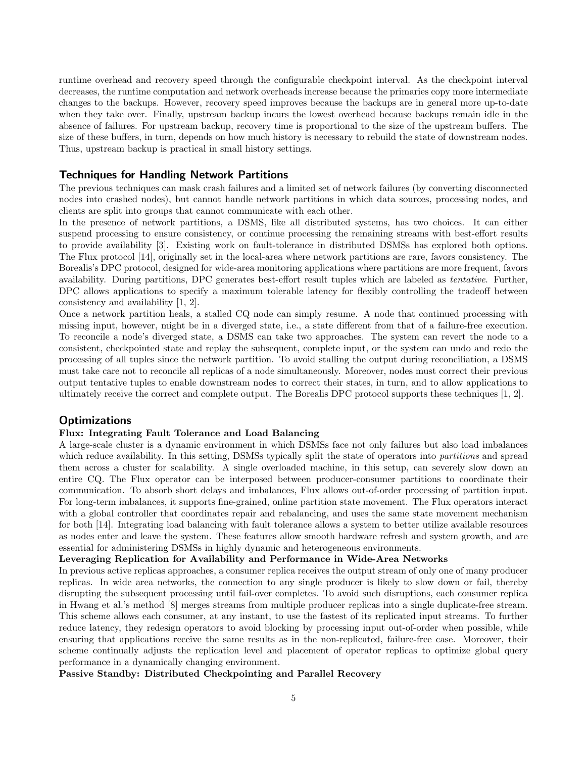runtime overhead and recovery speed through the configurable checkpoint interval. As the checkpoint interval decreases, the runtime computation and network overheads increase because the primaries copy more intermediate changes to the backups. However, recovery speed improves because the backups are in general more up-to-date when they take over. Finally, upstream backup incurs the lowest overhead because backups remain idle in the absence of failures. For upstream backup, recovery time is proportional to the size of the upstream buffers. The size of these buffers, in turn, depends on how much history is necessary to rebuild the state of downstream nodes. Thus, upstream backup is practical in small history settings.

## Techniques for Handling Network Partitions

The previous techniques can mask crash failures and a limited set of network failures (by converting disconnected nodes into crashed nodes), but cannot handle network partitions in which data sources, processing nodes, and clients are split into groups that cannot communicate with each other.

In the presence of network partitions, a DSMS, like all distributed systems, has two choices. It can either suspend processing to ensure consistency, or continue processing the remaining streams with best-effort results to provide availability [3]. Existing work on fault-tolerance in distributed DSMSs has explored both options. The Flux protocol [14], originally set in the local-area where network partitions are rare, favors consistency. The Borealis's DPC protocol, designed for wide-area monitoring applications where partitions are more frequent, favors availability. During partitions, DPC generates best-effort result tuples which are labeled as *tentative*. Further, DPC allows applications to specify a maximum tolerable latency for flexibly controlling the tradeoff between consistency and availability [1, 2].

Once a network partition heals, a stalled CQ node can simply resume. A node that continued processing with missing input, however, might be in a diverged state, i.e., a state different from that of a failure-free execution. To reconcile a node's diverged state, a DSMS can take two approaches. The system can revert the node to a consistent, checkpointed state and replay the subsequent, complete input, or the system can undo and redo the processing of all tuples since the network partition. To avoid stalling the output during reconciliation, a DSMS must take care not to reconcile all replicas of a node simultaneously. Moreover, nodes must correct their previous output tentative tuples to enable downstream nodes to correct their states, in turn, and to allow applications to ultimately receive the correct and complete output. The Borealis DPC protocol supports these techniques [1, 2].

## Optimizations

**Flux: Integrating Fault Tolerance and Load Balancing**

A large-scale cluster is a dynamic environment in which DSMSs face not only failures but also load imbalances which reduce availability. In this setting, DSMSs typically split the state of operators into *partitions* and spread them across a cluster for scalability. A single overloaded machine, in this setup, can severely slow down an entire CQ. The Flux operator can be interposed between producer-consumer partitions to coordinate their communication. To absorb short delays and imbalances, Flux allows out-of-order processing of partition input. For long-term imbalances, it supports fine-grained, online partition state movement. The Flux operators interact with a global controller that coordinates repair and rebalancing, and uses the same state movement mechanism for both [14]. Integrating load balancing with fault tolerance allows a system to better utilize available resources as nodes enter and leave the system. These features allow smooth hardware refresh and system growth, and are essential for administering DSMSs in highly dynamic and heterogeneous environments.

**Leveraging Replication for Availability and Performance in Wide-Area Networks**

In previous active replicas approaches, a consumer replica receives the output stream of only one of many producer replicas. In wide area networks, the connection to any single producer is likely to slow down or fail, thereby disrupting the subsequent processing until fail-over completes. To avoid such disruptions, each consumer replica in Hwang et al.'s method [8] merges streams from multiple producer replicas into a single duplicate-free stream. This scheme allows each consumer, at any instant, to use the fastest of its replicated input streams. To further reduce latency, they redesign operators to avoid blocking by processing input out-of-order when possible, while ensuring that applications receive the same results as in the non-replicated, failure-free case. Moreover, their scheme continually adjusts the replication level and placement of operator replicas to optimize global query performance in a dynamically changing environment.

**Passive Standby: Distributed Checkpointing and Parallel Recovery**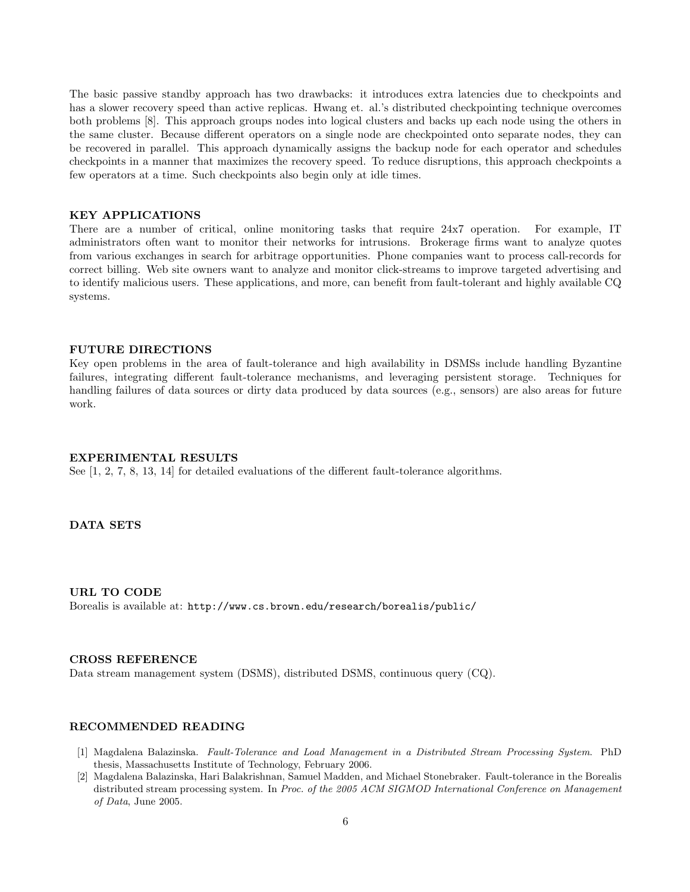The basic passive standby approach has two drawbacks: it introduces extra latencies due to checkpoints and has a slower recovery speed than active replicas. Hwang et. al.'s distributed checkpointing technique overcomes both problems [8]. This approach groups nodes into logical clusters and backs up each node using the others in the same cluster. Because different operators on a single node are checkpointed onto separate nodes, they can be recovered in parallel. This approach dynamically assigns the backup node for each operator and schedules checkpoints in a manner that maximizes the recovery speed. To reduce disruptions, this approach checkpoints a few operators at a time. Such checkpoints also begin only at idle times.

## KEY APPLICATIONS

There are a number of critical, online monitoring tasks that require 24x7 operation. For example, IT administrators often want to monitor their networks for intrusions. Brokerage firms want to analyze quotes from various exchanges in search for arbitrage opportunities. Phone companies want to process call-records for correct billing. Web site owners want to analyze and monitor click-streams to improve targeted advertising and to identify malicious users. These applications, and more, can benefit from fault-tolerant and highly available CQ systems.

## FUTURE DIRECTIONS

Key open problems in the area of fault-tolerance and high availability in DSMSs include handling Byzantine failures, integrating different fault-tolerance mechanisms, and leveraging persistent storage. Techniques for handling failures of data sources or dirty data produced by data sources (e.g., sensors) are also areas for future work.

## EXPERIMENTAL RESULTS

See [1, 2, 7, 8, 13, 14] for detailed evaluations of the different fault-tolerance algorithms.

## DATA SETS

## URL TO CODE

Borealis is available at: `http://www.cs.brown.edu/research/borealis/public/`

## CROSS REFERENCE

Data stream management system (DSMS), distributed DSMS, continuous query (CQ).

## RECOMMENDED READING

[1] Magdalena Balazinska. *Fault-Tolerance and Load Management in a Distributed Stream Processing System*. PhD thesis, Massachusetts Institute of Technology, February 2006.

[2] Magdalena Balazinska, Hari Balakrishnan, Samuel Madden, and Michael Stonebraker. Fault-tolerance in the Borealis distributed stream processing system. In *Proc. of the 2005 ACM SIGMOD International Conference on Management of Data*, June 2005.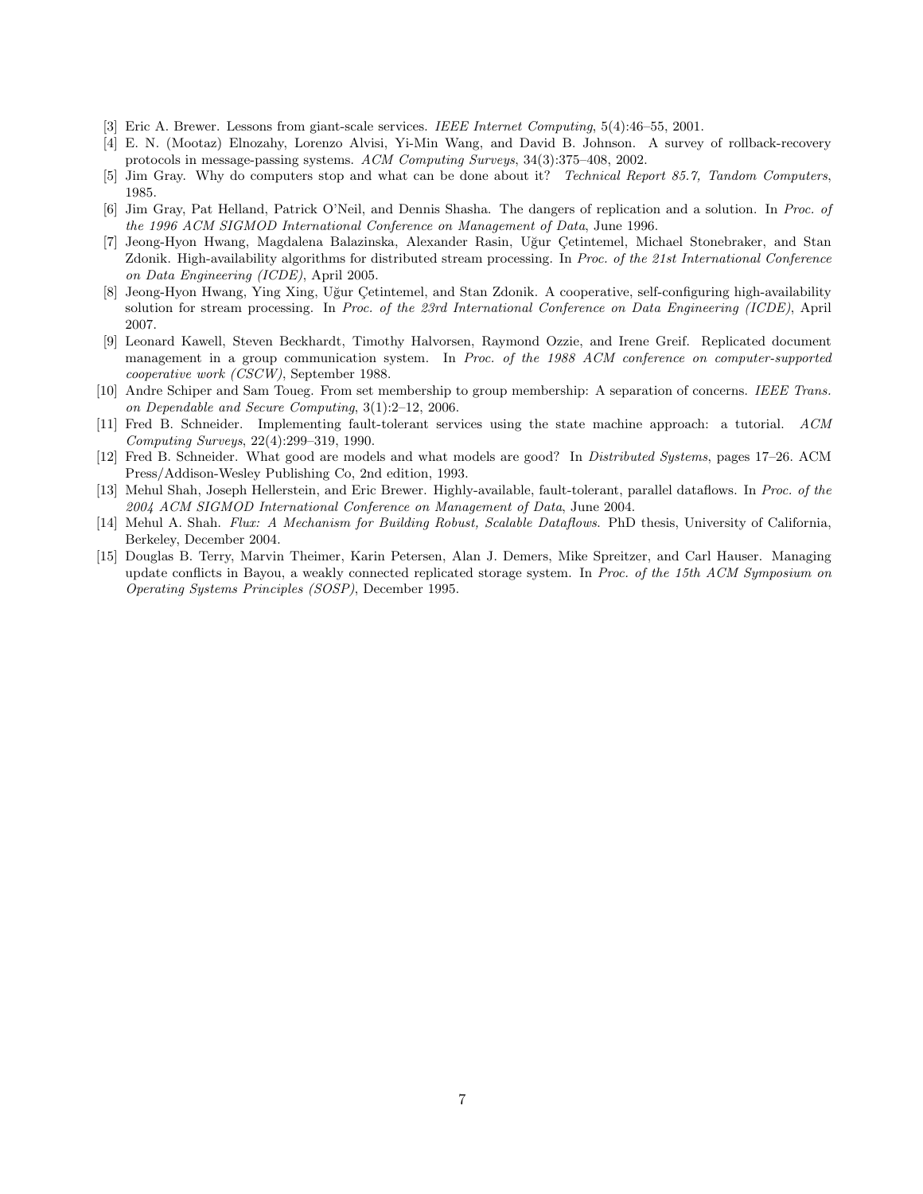[3] Eric A. Brewer. Lessons from giant-scale services. *IEEE Internet Computing*, 5(4):46–55, 2001.

[4] E. N. (Mootaz) Elnozahy, Lorenzo Alvisi, Yi-Min Wang, and David B. Johnson. A survey of rollback-recovery protocols in message-passing systems. *ACM Computing Surveys*, 34(3):375–408, 2002.

[5] Jim Gray. Why do computers stop and what can be done about it? *Technical Report 85.7, Tandom Computers*, 1985.

[6] Jim Gray, Pat Helland, Patrick O'Neil, and Dennis Shasha. The dangers of replication and a solution. In *Proc. of the 1996 ACM SIGMOD International Conference on Management of Data*, June 1996.

[7] Jeong-Hyon Hwang, Magdalena Balazinska, Alexander Rasin, Uğur Çetintemel, Michael Stonebraker, and Stan Zdonik. High-availability algorithms for distributed stream processing. In *Proc. of the 21st International Conference on Data Engineering (ICDE)*, April 2005.

[8] Jeong-Hyon Hwang, Ying Xing, Uğur Çetintemel, and Stan Zdonik. A cooperative, self-configuring high-availability solution for stream processing. In *Proc. of the 23rd International Conference on Data Engineering (ICDE)*, April 2007.

[9] Leonard Kawell, Steven Beckhardt, Timothy Halvorsen, Raymond Ozzie, and Irene Greif. Replicated document management in a group communication system. In *Proc. of the 1988 ACM conference on computer-supported cooperative work (CSCW)*, September 1988.

[10] Andre Schiper and Sam Toueg. From set membership to group membership: A separation of concerns. *IEEE Trans. on Dependable and Secure Computing*, 3(1):2–12, 2006.

[11] Fred B. Schneider. Implementing fault-tolerant services using the state machine approach: a tutorial. *ACM Computing Surveys*, 22(4):299–319, 1990.

[12] Fred B. Schneider. What good are models and what models are good? In *Distributed Systems*, pages 17–26. ACM Press/Addison-Wesley Publishing Co, 2nd edition, 1993.

[13] Mehul Shah, Joseph Hellerstein, and Eric Brewer. Highly-available, fault-tolerant, parallel dataflows. In *Proc. of the 2004 ACM SIGMOD International Conference on Management of Data*, June 2004.

[14] Mehul A. Shah. *Flux: A Mechanism for Building Robust, Scalable Dataflows*. PhD thesis, University of California, Berkeley, December 2004.

[15] Douglas B. Terry, Marvin Theimer, Karin Petersen, Alan J. Demers, Mike Spreitzer, and Carl Hauser. Managing update conflicts in Bayou, a weakly connected replicated storage system. In *Proc. of the 15th ACM Symposium on Operating Systems Principles (SOSP)*, December 1995.